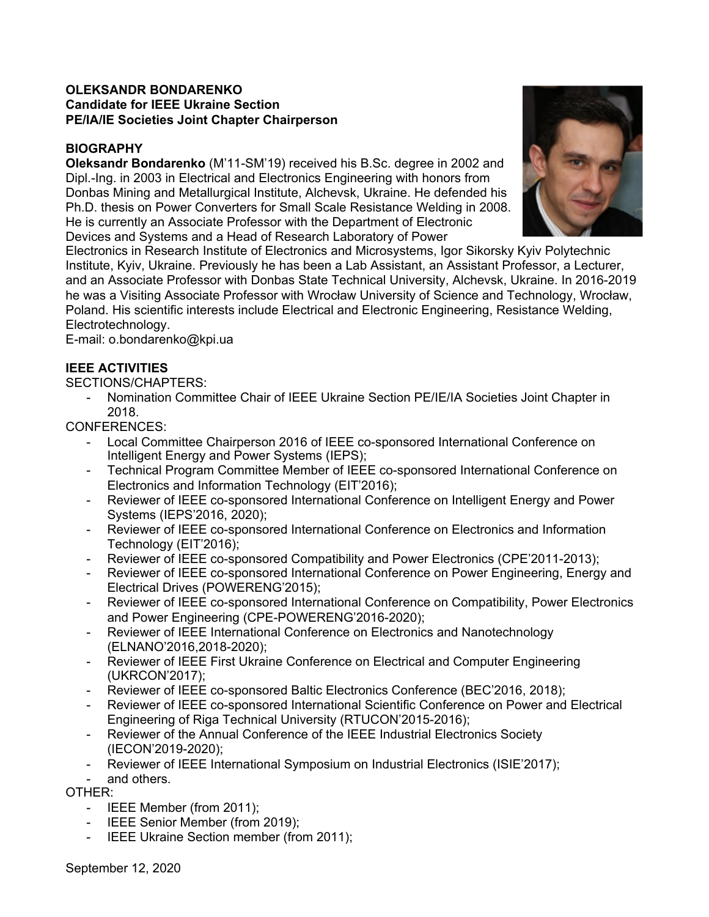**OLEKSANDR BONDARENKO**
**Candidate for IEEE Ukraine Section**
**PE/IA/IE Societies Joint Chapter Chairperson**

## BIOGRAPHY

**Oleksandr Bondarenko** (M'11-SM'19) received his B.Sc. degree in 2002 and Dipl.-Ing. in 2003 in Electrical and Electronics Engineering with honors from Donbas Mining and Metallurgical Institute, Alchevsk, Ukraine. He defended his Ph.D. thesis on Power Converters for Small Scale Resistance Welding in 2008. He is currently an Associate Professor with the Department of Electronic Devices and Systems and a Head of Research Laboratory of Power Electronics in Research Institute of Electronics and Microsystems, Igor Sikorsky Kyiv Polytechnic Institute, Kyiv, Ukraine. Previously he has been a Lab Assistant, an Assistant Professor, a Lecturer, and an Associate Professor with Donbas State Technical University, Alchevsk, Ukraine. In 2016-2019 he was a Visiting Associate Professor with Wrocław University of Science and Technology, Wrocław, Poland. His scientific interests include Electrical and Electronic Engineering, Resistance Welding, Electrotechnology.
E-mail: o.bondarenko@kpi.ua

## IEEE ACTIVITIES

SECTIONS/CHAPTERS:

- Nomination Committee Chair of IEEE Ukraine Section PE/IE/IA Societies Joint Chapter in 2018.

CONFERENCES:

- Local Committee Chairperson 2016 of IEEE co-sponsored International Conference on Intelligent Energy and Power Systems (IEPS);
- Technical Program Committee Member of IEEE co-sponsored International Conference on Electronics and Information Technology (EIT'2016);
- Reviewer of IEEE co-sponsored International Conference on Intelligent Energy and Power Systems (IEPS'2016, 2020);
- Reviewer of IEEE co-sponsored International Conference on Electronics and Information Technology (EIT'2016);
- Reviewer of IEEE co-sponsored Compatibility and Power Electronics (CPE'2011-2013);
- Reviewer of IEEE co-sponsored International Conference on Power Engineering, Energy and Electrical Drives (POWERENG'2015);
- Reviewer of IEEE co-sponsored International Conference on Compatibility, Power Electronics and Power Engineering (CPE-POWERENG'2016-2020);
- Reviewer of IEEE International Conference on Electronics and Nanotechnology (ELNANO'2016,2018-2020);
- Reviewer of IEEE First Ukraine Conference on Electrical and Computer Engineering (UKRCON'2017);
- Reviewer of IEEE co-sponsored Baltic Electronics Conference (BEC'2016, 2018);
- Reviewer of IEEE co-sponsored International Scientific Conference on Power and Electrical Engineering of Riga Technical University (RTUCON'2015-2016);
- Reviewer of the Annual Conference of the IEEE Industrial Electronics Society (IECON'2019-2020);
- Reviewer of IEEE International Symposium on Industrial Electronics (ISIE'2017);
- and others.

OTHER:

- IEEE Member (from 2011);
- IEEE Senior Member (from 2019);
- IEEE Ukraine Section member (from 2011);

September 12, 2020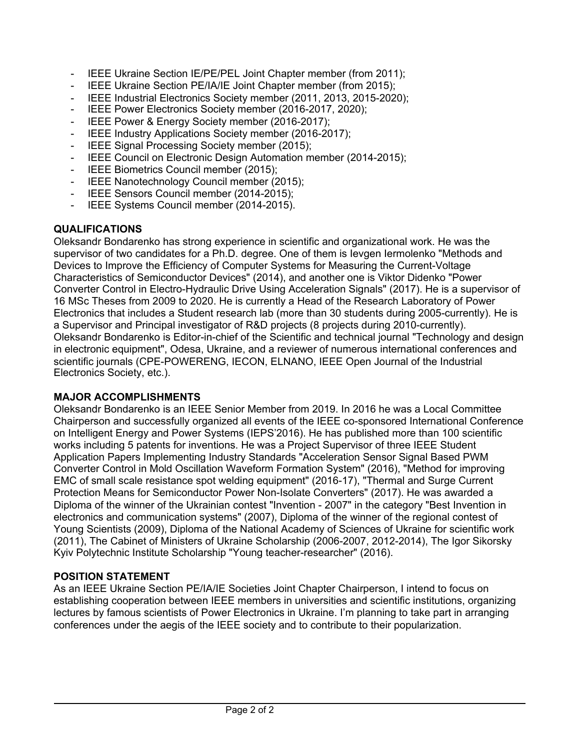- IEEE Ukraine Section IE/PE/PEL Joint Chapter member (from 2011);
- IEEE Ukraine Section PE/IA/IE Joint Chapter member (from 2015);
- IEEE Industrial Electronics Society member (2011, 2013, 2015-2020);
- IEEE Power Electronics Society member (2016-2017, 2020);
- IEEE Power & Energy Society member (2016-2017);
- IEEE Industry Applications Society member (2016-2017);
- IEEE Signal Processing Society member (2015);
- IEEE Council on Electronic Design Automation member (2014-2015);
- IEEE Biometrics Council member (2015);
- IEEE Nanotechnology Council member (2015);
- IEEE Sensors Council member (2014-2015);
- IEEE Systems Council member (2014-2015).

**QUALIFICATIONS**

Oleksandr Bondarenko has strong experience in scientific and organizational work. He was the supervisor of two candidates for a Ph.D. degree. One of them is Ievgen Iermolenko "Methods and Devices to Improve the Efficiency of Computer Systems for Measuring the Current-Voltage Characteristics of Semiconductor Devices" (2014), and another one is Viktor Didenko "Power Converter Control in Electro-Hydraulic Drive Using Acceleration Signals" (2017). He is a supervisor of 16 MSc Theses from 2009 to 2020. He is currently a Head of the Research Laboratory of Power Electronics that includes a Student research lab (more than 30 students during 2005-currently). He is a Supervisor and Principal investigator of R&D projects (8 projects during 2010-currently). Oleksandr Bondarenko is Editor-in-chief of the Scientific and technical journal "Technology and design in electronic equipment", Odesa, Ukraine, and a reviewer of numerous international conferences and scientific journals (CPE-POWERENG, IECON, ELNANO, IEEE Open Journal of the Industrial Electronics Society, etc.).

**MAJOR ACCOMPLISHMENTS**

Oleksandr Bondarenko is an IEEE Senior Member from 2019. In 2016 he was a Local Committee Chairperson and successfully organized all events of the IEEE co-sponsored International Conference on Intelligent Energy and Power Systems (IEPS'2016). He has published more than 100 scientific works including 5 patents for inventions. He was a Project Supervisor of three IEEE Student Application Papers Implementing Industry Standards "Acceleration Sensor Signal Based PWM Converter Control in Mold Oscillation Waveform Formation System" (2016), "Method for improving EMC of small scale resistance spot welding equipment" (2016-17), "Thermal and Surge Current Protection Means for Semiconductor Power Non-Isolate Converters" (2017). He was awarded a Diploma of the winner of the Ukrainian contest "Invention - 2007" in the category "Best Invention in electronics and communication systems" (2007), Diploma of the winner of the regional contest of Young Scientists (2009), Diploma of the National Academy of Sciences of Ukraine for scientific work (2011), The Cabinet of Ministers of Ukraine Scholarship (2006-2007, 2012-2014), The Igor Sikorsky Kyiv Polytechnic Institute Scholarship "Young teacher-researcher" (2016).

**POSITION STATEMENT**

As an IEEE Ukraine Section PE/IA/IE Societies Joint Chapter Chairperson, I intend to focus on establishing cooperation between IEEE members in universities and scientific institutions, organizing lectures by famous scientists of Power Electronics in Ukraine. I'm planning to take part in arranging conferences under the aegis of the IEEE society and to contribute to their popularization.